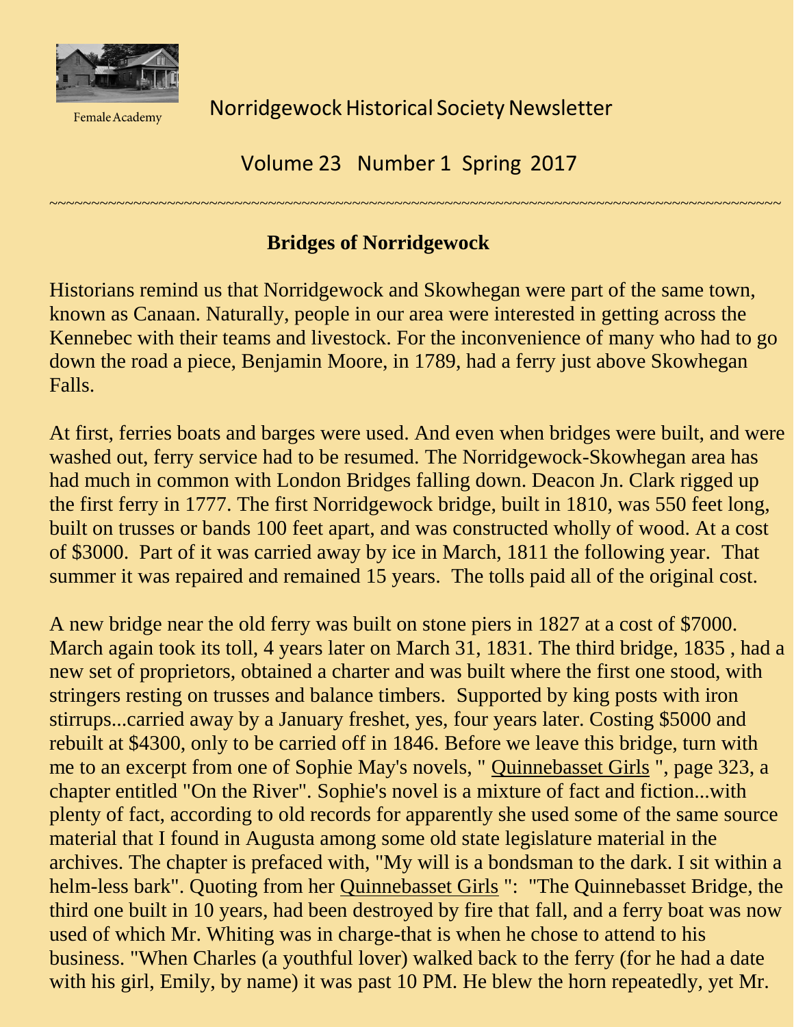Female Academy

Norridgewock Historical Society Newsletter

Volume 23 Number 1 Spring 2017

~~~~~~~~~~~~~~~~~~~~~~~~~~~~~~~~~~~~~~~~~~~~~~~~~~~~~~~~~~~~~~~~~~~~~~~~~~~~~~~~~~~~

## Bridges of Norridgewock

Historians remind us that Norridgewock and Skowhegan were part of the same town, known as Canaan. Naturally, people in our area were interested in getting across the Kennebec with their teams and livestock. For the inconvenience of many who had to go down the road a piece, Benjamin Moore, in 1789, had a ferry just above Skowhegan Falls.

At first, ferries boats and barges were used. And even when bridges were built, and were washed out, ferry service had to be resumed. The Norridgewock-Skowhegan area has had much in common with London Bridges falling down. Deacon Jn. Clark rigged up the first ferry in 1777. The first Norridgewock bridge, built in 1810, was 550 feet long, built on trusses or bands 100 feet apart, and was constructed wholly of wood. At a cost of $3000. Part of it was carried away by ice in March, 1811 the following year. That summer it was repaired and remained 15 years. The tolls paid all of the original cost.

A new bridge near the old ferry was built on stone piers in 1827 at a cost of $7000. March again took its toll, 4 years later on March 31, 1831. The third bridge, 1835 , had a new set of proprietors, obtained a charter and was built where the first one stood, with stringers resting on trusses and balance timbers. Supported by king posts with iron stirrups...carried away by a January freshet, yes, four years later. Costing $5000 and rebuilt at $4300, only to be carried off in 1846. Before we leave this bridge, turn with me to an excerpt from one of Sophie May's novels, " <u>Quinnebasset Girls</u> ", page 323, a chapter entitled "On the River". Sophie's novel is a mixture of fact and fiction...with plenty of fact, according to old records for apparently she used some of the same source material that I found in Augusta among some old state legislature material in the archives. The chapter is prefaced with, "My will is a bondsman to the dark. I sit within a helm-less bark". Quoting from her <u>Quinnebasset Girls</u> ": "The Quinnebasset Bridge, the third one built in 10 years, had been destroyed by fire that fall, and a ferry boat was now used of which Mr. Whiting was in charge-that is when he chose to attend to his business. "When Charles (a youthful lover) walked back to the ferry (for he had a date with his girl, Emily, by name) it was past 10 PM. He blew the horn repeatedly, yet Mr.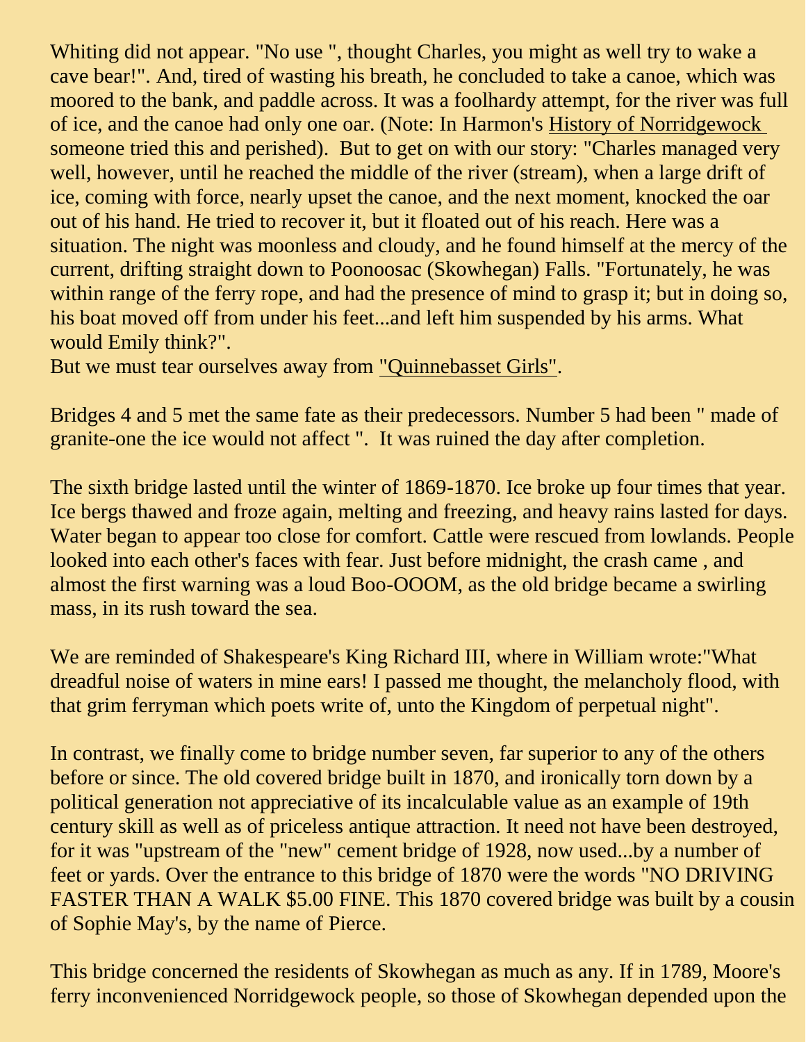Whiting did not appear. "No use ", thought Charles, you might as well try to wake a cave bear!". And, tired of wasting his breath, he concluded to take a canoe, which was moored to the bank, and paddle across. It was a foolhardy attempt, for the river was full of ice, and the canoe had only one oar. (Note: In Harmon's History of Norridgewock someone tried this and perished). But to get on with our story: "Charles managed very well, however, until he reached the middle of the river (stream), when a large drift of ice, coming with force, nearly upset the canoe, and the next moment, knocked the oar out of his hand. He tried to recover it, but it floated out of his reach. Here was a situation. The night was moonless and cloudy, and he found himself at the mercy of the current, drifting straight down to Poonoosac (Skowhegan) Falls. "Fortunately, he was within range of the ferry rope, and had the presence of mind to grasp it; but in doing so, his boat moved off from under his feet...and left him suspended by his arms. What would Emily think?".
But we must tear ourselves away from "Quinnebasset Girls".

Bridges 4 and 5 met the same fate as their predecessors. Number 5 had been " made of granite-one the ice would not affect ". It was ruined the day after completion.

The sixth bridge lasted until the winter of 1869-1870. Ice broke up four times that year. Ice bergs thawed and froze again, melting and freezing, and heavy rains lasted for days. Water began to appear too close for comfort. Cattle were rescued from lowlands. People looked into each other's faces with fear. Just before midnight, the crash came , and almost the first warning was a loud Boo-OOOM, as the old bridge became a swirling mass, in its rush toward the sea.

We are reminded of Shakespeare's King Richard III, where in William wrote:"What dreadful noise of waters in mine ears! I passed me thought, the melancholy flood, with that grim ferryman which poets write of, unto the Kingdom of perpetual night".

In contrast, we finally come to bridge number seven, far superior to any of the others before or since. The old covered bridge built in 1870, and ironically torn down by a political generation not appreciative of its incalculable value as an example of 19th century skill as well as of priceless antique attraction. It need not have been destroyed, for it was "upstream of the "new" cement bridge of 1928, now used...by a number of feet or yards. Over the entrance to this bridge of 1870 were the words "NO DRIVING FASTER THAN A WALK $5.00 FINE. This 1870 covered bridge was built by a cousin of Sophie May's, by the name of Pierce.

This bridge concerned the residents of Skowhegan as much as any. If in 1789, Moore's ferry inconvenienced Norridgewock people, so those of Skowhegan depended upon the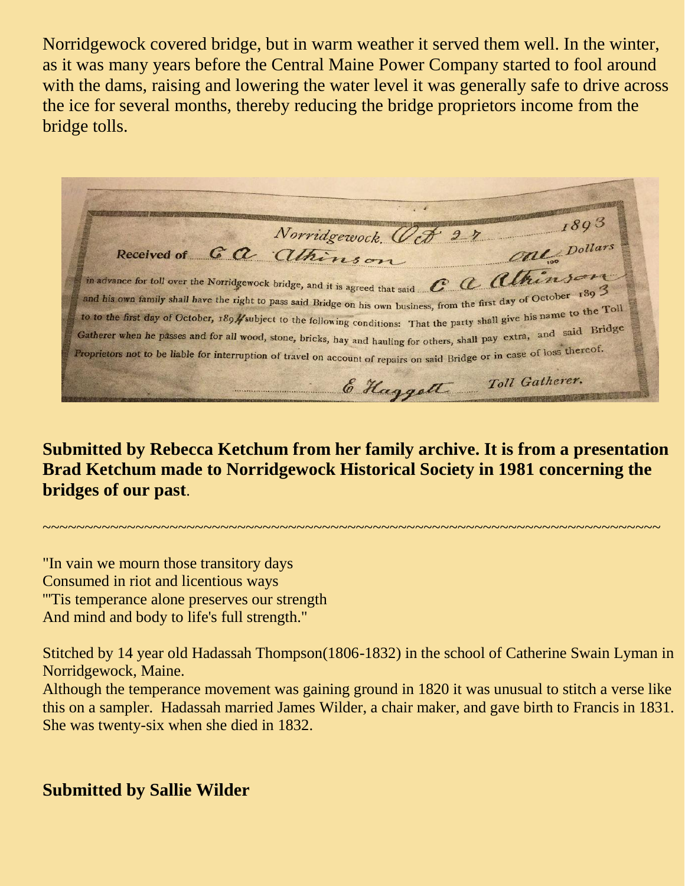Norridgewock covered bridge, but in warm weather it served them well. In the winter, as it was many years before the Central Maine Power Company started to fool around with the dams, raising and lowering the water level it was generally safe to drive across the ice for several months, thereby reducing the bridge proprietors income from the bridge tolls.

> Norridgewock, Oct 27 1893
>
> Received of C A Atkinson One 00/100 Dollars
>
> in advance for toll over the Norridgewock bridge, and it is agreed that said C A Atkinson and his own family shall have the right to pass said Bridge on his own business, from the first day of October 1893 to to the first day of October, 1894 subject to the following conditions: That the party shall give his name to the Toll Gatherer when he passes and for all wood, stone, bricks, hay and hauling for others, shall pay extra, and said Bridge Proprietors not to be liable for interruption of travel on account of repairs on said Bridge or in case of loss thereof.
>
> E Haggett Toll Gatherer.

**Submitted by Rebecca Ketchum from her family archive. It is from a presentation Brad Ketchum made to Norridgewock Historical Society in 1981 concerning the bridges of our past**.

---

"In vain we mourn those transitory days
Consumed in riot and licentious ways
"'Tis temperance alone preserves our strength
And mind and body to life's full strength."

Stitched by 14 year old Hadassah Thompson(1806-1832) in the school of Catherine Swain Lyman in Norridgewock, Maine.
Although the temperance movement was gaining ground in 1820 it was unusual to stitch a verse like this on a sampler. Hadassah married James Wilder, a chair maker, and gave birth to Francis in 1831. She was twenty-six when she died in 1832.

**Submitted by Sallie Wilder**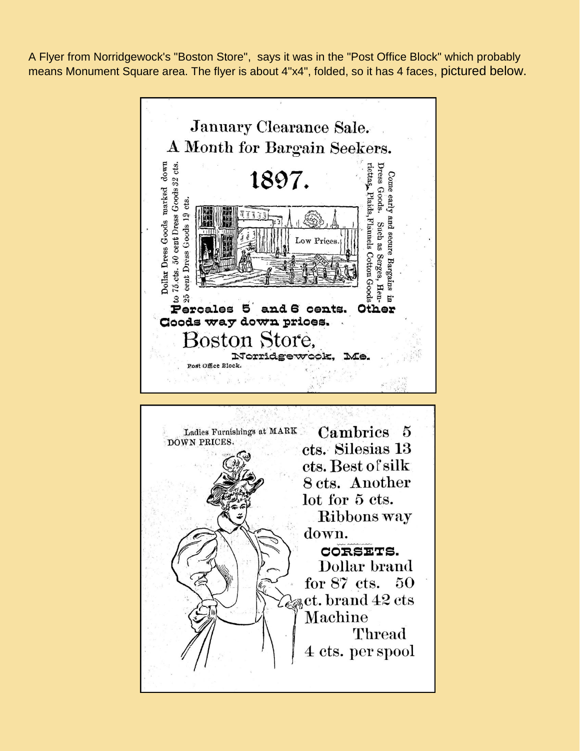A Flyer from Norridgewock's "Boston Store", says it was in the "Post Office Block" which probably means Monument Square area. The flyer is about 4"x4", folded, so it has 4 faces, pictured below.

## January Clearance Sale.
## A Month for Bargain Seekers.

# 1897.

Dollar Dress Goods marked down to 75 cts. 50 cent Dress Goods 32 cts. 25 cent Dress Goods 19 cts.

Low Prices.

*Come early and secure Bargains in* Dress Goods. Such as Serges, Henriettas, Plaids, Flannels Cotton Goods

**Percales 5 and 6 cents. Other Goods way down prices.**

## Boston Store,

**Norridgewock, Me.**

Post Office Block.

---

Ladies Furnishings at MARK DOWN PRICES.

Cambrics 5 cts. Silesias 13 cts. Best of silk 8 cts. Another lot for 5 cts.

Ribbons way down.

**CORSETS.**

Dollar brand for 87 cts. 50 ct. brand 42 cts

Machine Thread 4 cts. per spool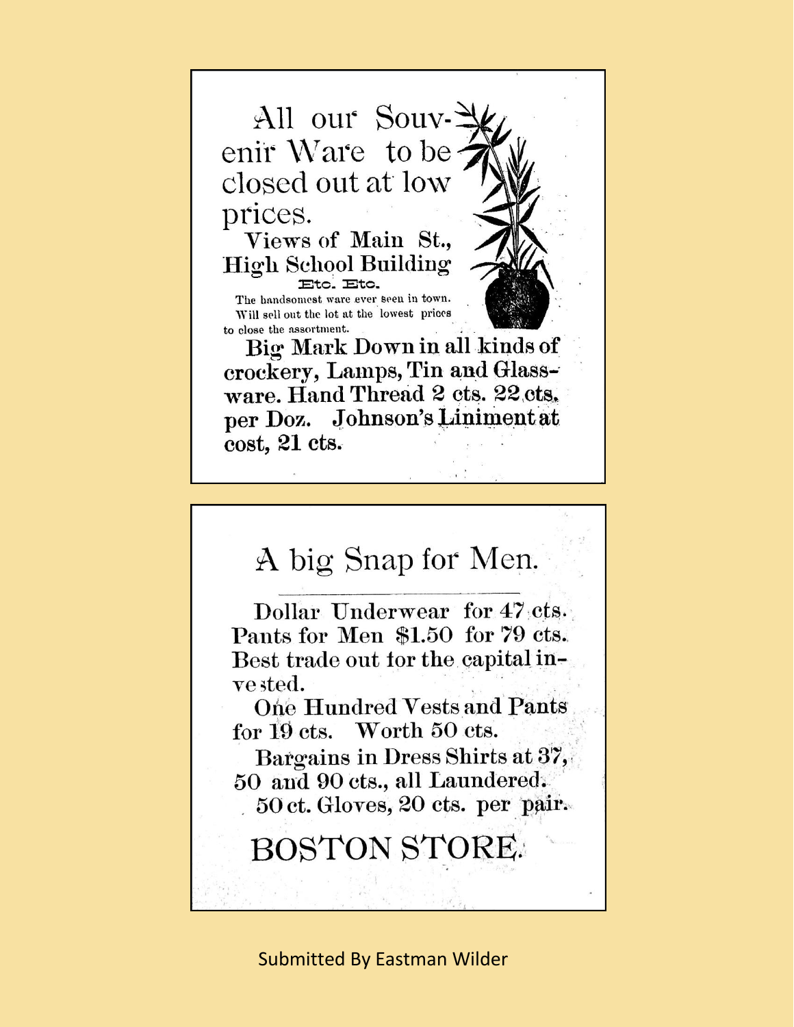All our Souvenir Ware to be closed out at low prices.

**Views of Main St., High School Building**

Etc. Etc.

The handsomest ware ever seen in town. Will sell out the lot at the lowest prices to close the assortment.

**Big Mark Down in all kinds of crockery, Lamps, Tin and Glassware. Hand Thread 2 cts. 22 cts. per Doz. Johnson's Liniment at cost, 21 cts.**

# A big Snap for Men.

Dollar Underwear for 47 cts. Pants for Men $1.50 for 79 cts. Best trade out for the capital invested.

One Hundred Vests and Pants for 19 cts. Worth 50 cts.

Bargains in Dress Shirts at 37, 50 and 90 cts., all Laundered.

50 ct. Gloves, 20 cts. per pair.

## BOSTON STORE.

Submitted By Eastman Wilder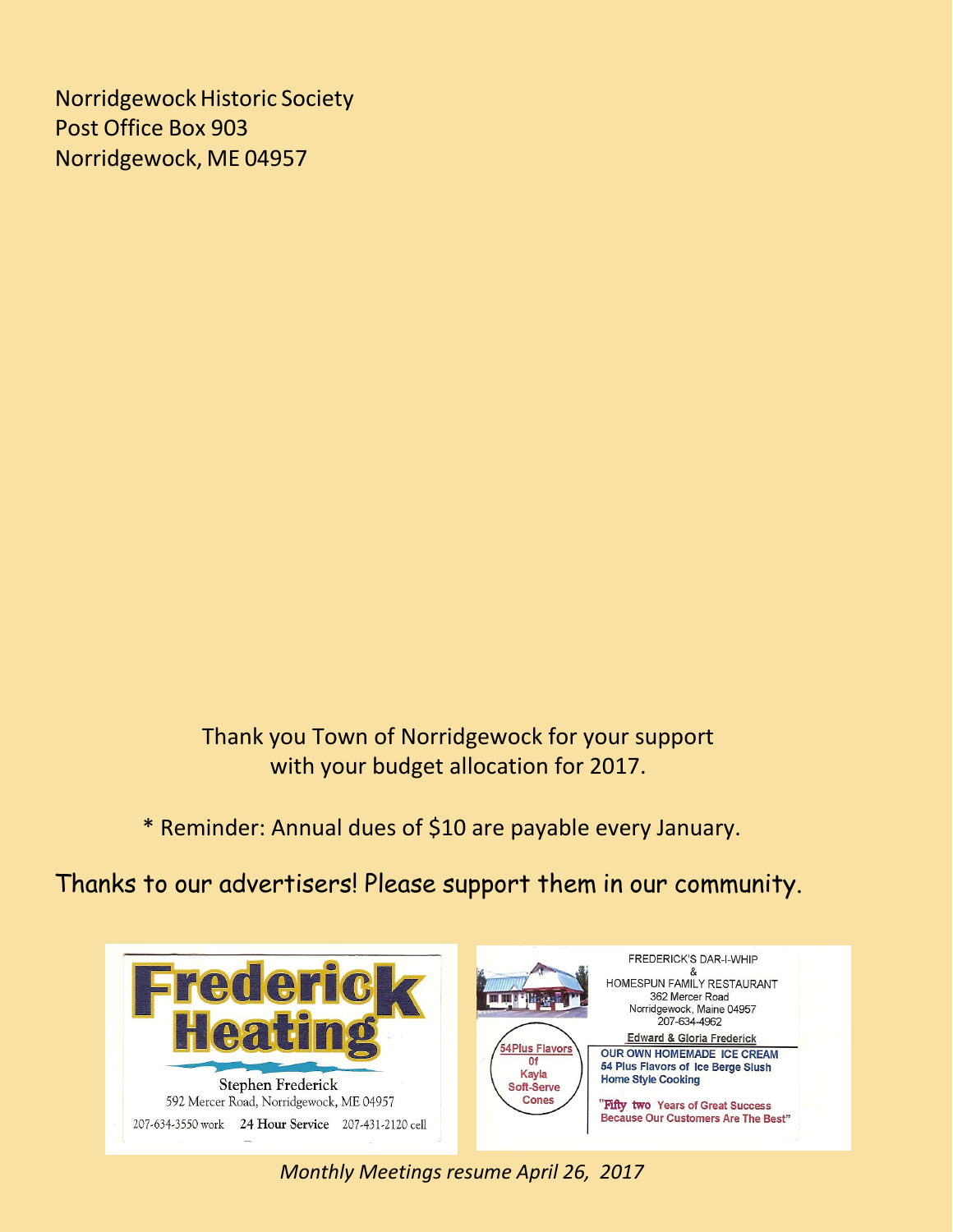Norridgewock Historic Society
Post Office Box 903
Norridgewock, ME 04957

Thank you Town of Norridgewock for your support
with your budget allocation for 2017.

* Reminder: Annual dues of $10 are payable every January.

Thanks to our advertisers! Please support them in our community.

**Frederick Heating**

Stephen Frederick
592 Mercer Road, Norridgewock, ME 04957
207-634-3550 work 24 Hour Service 207-431-2120 cell

FREDERICK'S DAR-I-WHIP
&
HOMESPUN FAMILY RESTAURANT
362 Mercer Road
Norridgewock, Maine 04957
207-634-4962

Edward & Gloria Frederick

54Plus Flavors Of Kayla Soft-Serve Cones

OUR OWN HOMEMADE ICE CREAM
54 Plus Flavors of Ice Berge Slush
Home Style Cooking

"Fifty two Years of Great Success Because Our Customers Are The Best"

*Monthly Meetings resume April 26, 2017*